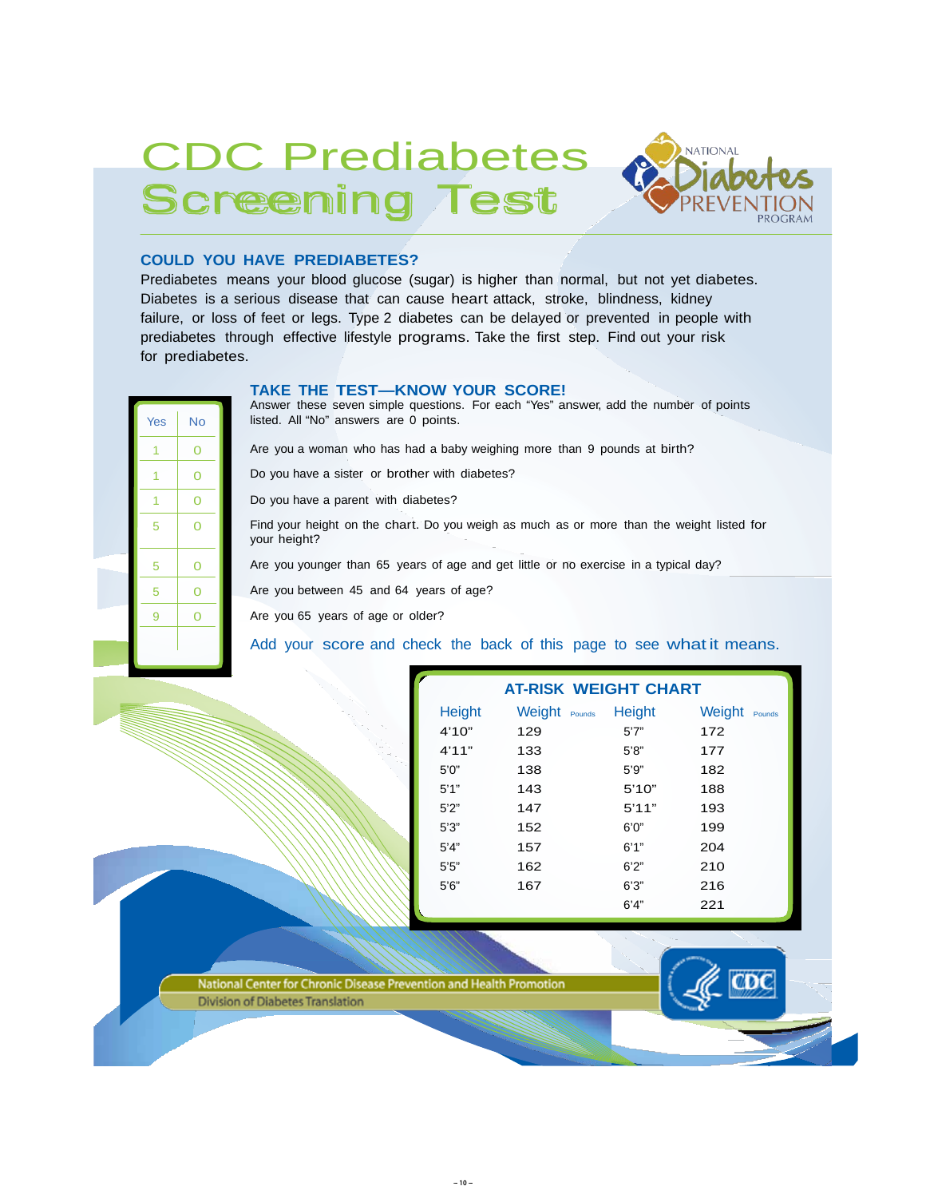# CDC Prediabetes Screening Test

NATIONAL Diabetes PREVENTION PROGRAM

## COULD YOU HAVE PREDIABETES?

Prediabetes means your blood glucose (sugar) is higher than normal, but not yet diabetes. Diabetes is a serious disease that can cause heart attack, stroke, blindness, kidney failure, or loss of feet or legs. Type 2 diabetes can be delayed or prevented in people with prediabetes through effective lifestyle programs. Take the first step. Find out your risk for prediabetes.

## TAKE THE TEST—KNOW YOUR SCORE!

Answer these seven simple questions. For each "Yes" answer, add the number of points listed. All "No" answers are 0 points.

| Question | Yes | No |
|---|---|---|
| Are you a woman who has had a baby weighing more than 9 pounds at birth? | 1 | 0 |
| Do you have a sister or brother with diabetes? | 1 | 0 |
| Do you have a parent with diabetes? | 1 | 0 |
| Find your height on the chart. Do you weigh as much as or more than the weight listed for your height? | 5 | 0 |
| Are you younger than 65 years of age and get little or no exercise in a typical day? | 5 | 0 |
| Are you between 45 and 64 years of age? | 5 | 0 |
| Are you 65 years of age or older? | 9 | 0 |
| | | |

Add your score and check the back of this page to see what it means.

## AT-RISK WEIGHT CHART

| Height | Weight (Pounds) | Height | Weight (Pounds) |
|---|---|---|---|
| 4'10" | 129 | 5'7" | 172 |
| 4'11" | 133 | 5'8" | 177 |
| 5'0" | 138 | 5'9" | 182 |
| 5'1" | 143 | 5'10" | 188 |
| 5'2" | 147 | 5'11" | 193 |
| 5'3" | 152 | 6'0" | 199 |
| 5'4" | 157 | 6'1" | 204 |
| 5'5" | 162 | 6'2" | 210 |
| 5'6" | 167 | 6'3" | 216 |
| | | 6'4" | 221 |

National Center for Chronic Disease Prevention and Health Promotion
Division of Diabetes Translation

CDC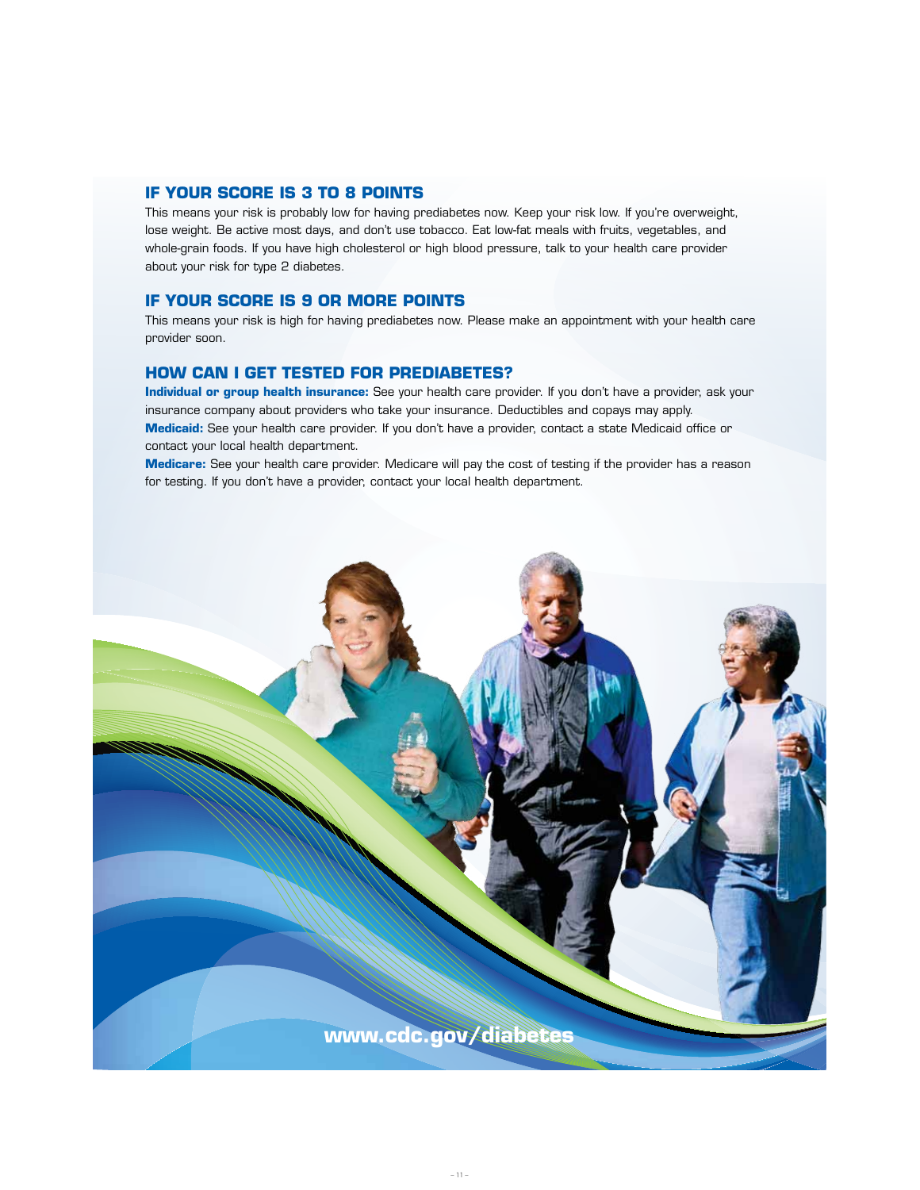## IF YOUR SCORE IS 3 TO 8 POINTS

This means your risk is probably low for having prediabetes now. Keep your risk low. If you're overweight, lose weight. Be active most days, and don't use tobacco. Eat low-fat meals with fruits, vegetables, and whole-grain foods. If you have high cholesterol or high blood pressure, talk to your health care provider about your risk for type 2 diabetes.

## IF YOUR SCORE IS 9 OR MORE POINTS

This means your risk is high for having prediabetes now. Please make an appointment with your health care provider soon.

## HOW CAN I GET TESTED FOR PREDIABETES?

**Individual or group health insurance:** See your health care provider. If you don't have a provider, ask your insurance company about providers who take your insurance. Deductibles and copays may apply.

**Medicaid:** See your health care provider. If you don't have a provider, contact a state Medicaid office or contact your local health department.

**Medicare:** See your health care provider. Medicare will pay the cost of testing if the provider has a reason for testing. If you don't have a provider, contact your local health department.

www.cdc.gov/diabetes